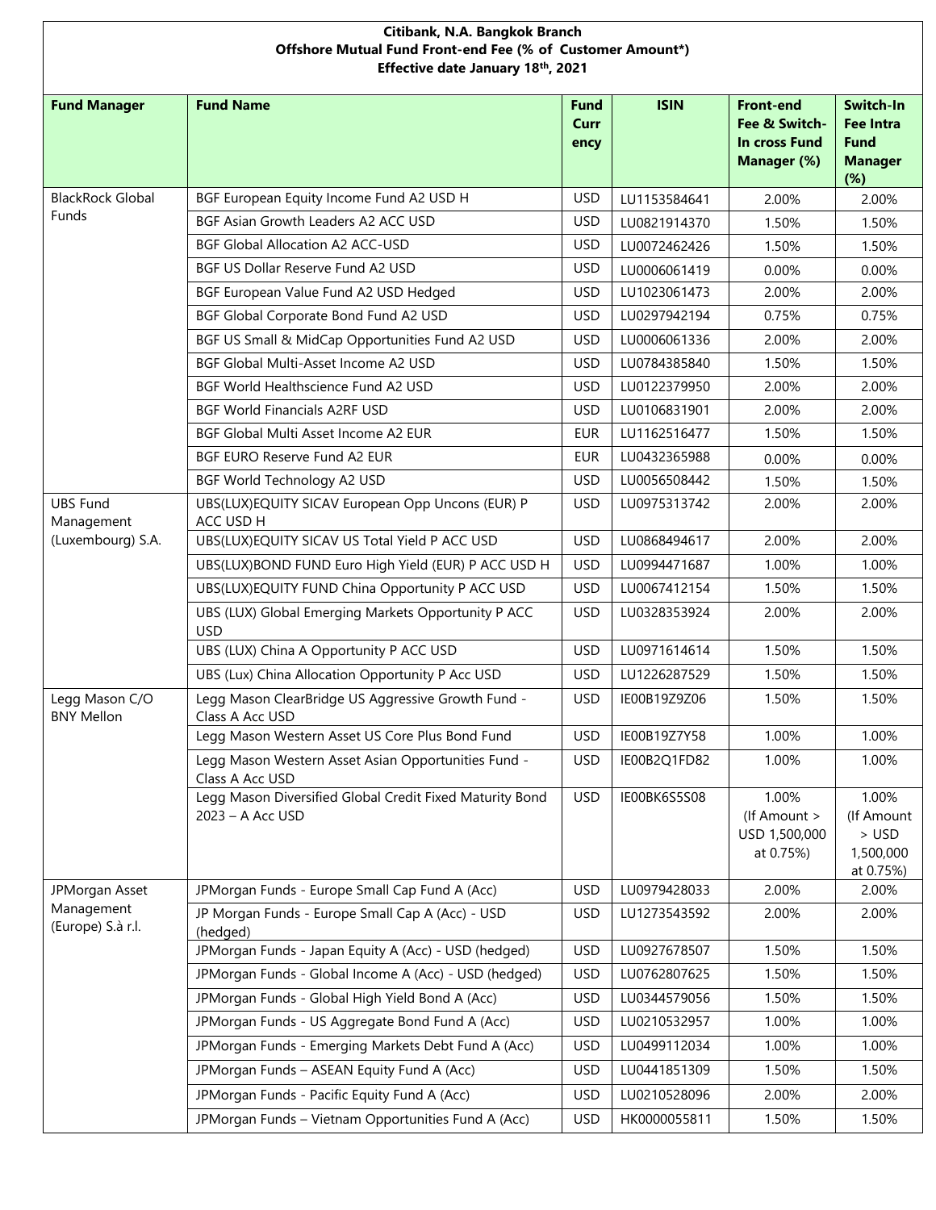**Citibank, N.A. Bangkok Branch**
**Offshore Mutual Fund Front-end Fee (% of Customer Amount*)**
**Effective date January 18th, 2021**

| Fund Manager | Fund Name | Fund Currency | ISIN | Front-end Fee & Switch-In cross Fund Manager (%) | Switch-In Fee Intra Fund Manager (%) |
|---|---|---|---|---|---|
| BlackRock Global Funds | BGF European Equity Income Fund A2 USD H | USD | LU1153584641 | 2.00% | 2.00% |
| | BGF Asian Growth Leaders A2 ACC USD | USD | LU0821914370 | 1.50% | 1.50% |
| | BGF Global Allocation A2 ACC-USD | USD | LU0072462426 | 1.50% | 1.50% |
| | BGF US Dollar Reserve Fund A2 USD | USD | LU0006061419 | 0.00% | 0.00% |
| | BGF European Value Fund A2 USD Hedged | USD | LU1023061473 | 2.00% | 2.00% |
| | BGF Global Corporate Bond Fund A2 USD | USD | LU0297942194 | 0.75% | 0.75% |
| | BGF US Small & MidCap Opportunities Fund A2 USD | USD | LU0006061336 | 2.00% | 2.00% |
| | BGF Global Multi-Asset Income A2 USD | USD | LU0784385840 | 1.50% | 1.50% |
| | BGF World Healthscience Fund A2 USD | USD | LU0122379950 | 2.00% | 2.00% |
| | BGF World Financials A2RF USD | USD | LU0106831901 | 2.00% | 2.00% |
| | BGF Global Multi Asset Income A2 EUR | EUR | LU1162516477 | 1.50% | 1.50% |
| | BGF EURO Reserve Fund A2 EUR | EUR | LU0432365988 | 0.00% | 0.00% |
| | BGF World Technology A2 USD | USD | LU0056508442 | 1.50% | 1.50% |
| UBS Fund Management (Luxembourg) S.A. | UBS(LUX)EQUITY SICAV European Opp Uncons (EUR) P ACC USD H | USD | LU0975313742 | 2.00% | 2.00% |
| | UBS(LUX)EQUITY SICAV US Total Yield P ACC USD | USD | LU0868494617 | 2.00% | 2.00% |
| | UBS(LUX)BOND FUND Euro High Yield (EUR) P ACC USD H | USD | LU0994471687 | 1.00% | 1.00% |
| | UBS(LUX)EQUITY FUND China Opportunity P ACC USD | USD | LU0067412154 | 1.50% | 1.50% |
| | UBS (LUX) Global Emerging Markets Opportunity P ACC USD | USD | LU0328353924 | 2.00% | 2.00% |
| | UBS (LUX) China A Opportunity P ACC USD | USD | LU0971614614 | 1.50% | 1.50% |
| | UBS (Lux) China Allocation Opportunity P Acc USD | USD | LU1226287529 | 1.50% | 1.50% |
| Legg Mason C/O BNY Mellon | Legg Mason ClearBridge US Aggressive Growth Fund - Class A Acc USD | USD | IE00B19Z9Z06 | 1.50% | 1.50% |
| | Legg Mason Western Asset US Core Plus Bond Fund | USD | IE00B19Z7Y58 | 1.00% | 1.00% |
| | Legg Mason Western Asset Asian Opportunities Fund - Class A Acc USD | USD | IE00B2Q1FD82 | 1.00% | 1.00% |
| | Legg Mason Diversified Global Credit Fixed Maturity Bond 2023 – A Acc USD | USD | IE00BK6S5S08 | 1.00% (If Amount > USD 1,500,000 at 0.75%) | 1.00% (If Amount > USD 1,500,000 at 0.75%) |
| JPMorgan Asset Management (Europe) S.à r.l. | JPMorgan Funds - Europe Small Cap Fund A (Acc) | USD | LU0979428033 | 2.00% | 2.00% |
| | JP Morgan Funds - Europe Small Cap A (Acc) - USD (hedged) | USD | LU1273543592 | 2.00% | 2.00% |
| | JPMorgan Funds - Japan Equity A (Acc) - USD (hedged) | USD | LU0927678507 | 1.50% | 1.50% |
| | JPMorgan Funds - Global Income A (Acc) - USD (hedged) | USD | LU0762807625 | 1.50% | 1.50% |
| | JPMorgan Funds - Global High Yield Bond A (Acc) | USD | LU0344579056 | 1.50% | 1.50% |
| | JPMorgan Funds - US Aggregate Bond Fund A (Acc) | USD | LU0210532957 | 1.00% | 1.00% |
| | JPMorgan Funds - Emerging Markets Debt Fund A (Acc) | USD | LU0499112034 | 1.00% | 1.00% |
| | JPMorgan Funds – ASEAN Equity Fund A (Acc) | USD | LU0441851309 | 1.50% | 1.50% |
| | JPMorgan Funds - Pacific Equity Fund A (Acc) | USD | LU0210528096 | 2.00% | 2.00% |
| | JPMorgan Funds – Vietnam Opportunities Fund A (Acc) | USD | HK0000055811 | 1.50% | 1.50% |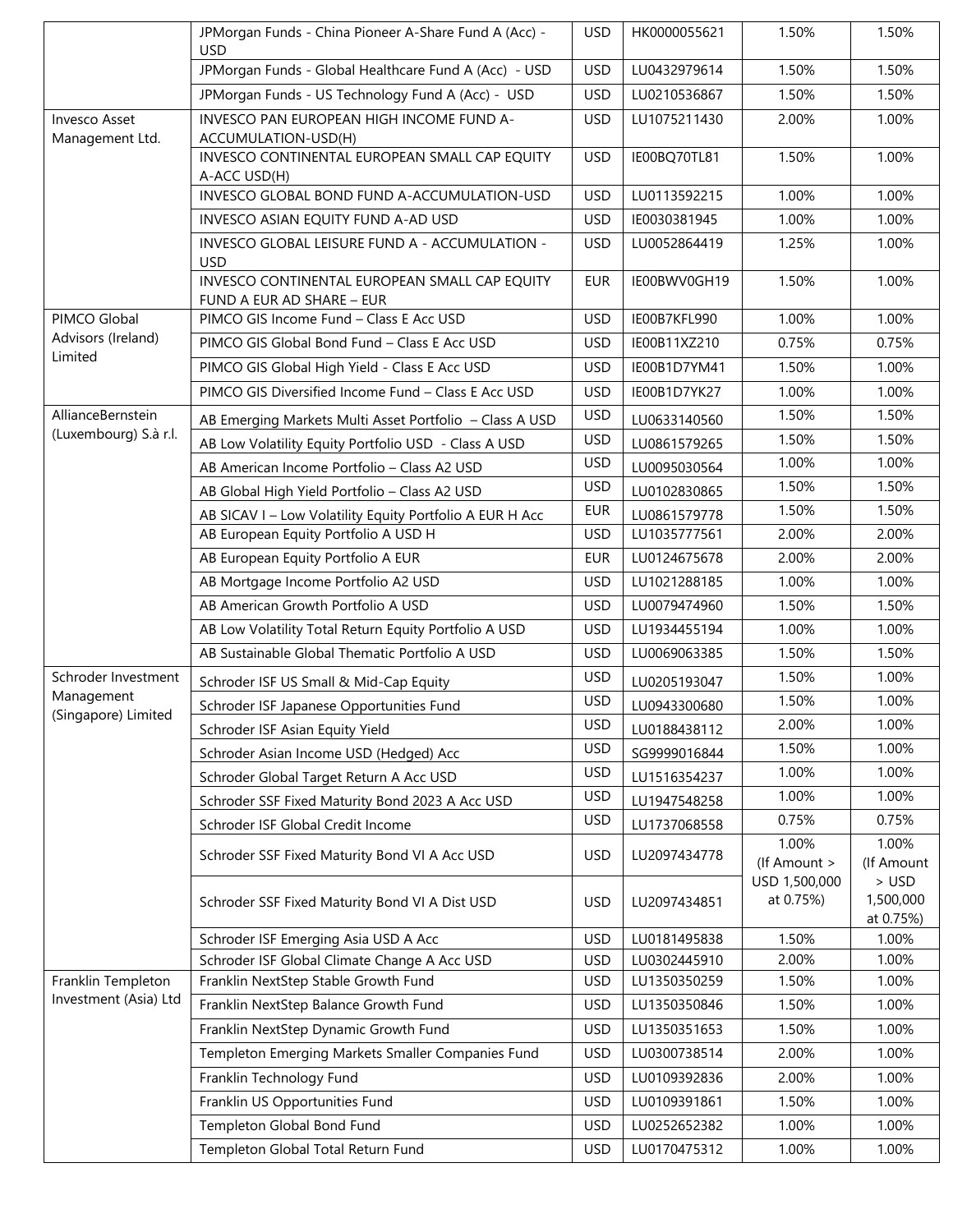| | | | | | |
|---|---|---|---|---|---|
| | JPMorgan Funds - China Pioneer A-Share Fund A (Acc) - USD | USD | HK0000055621 | 1.50% | 1.50% |
| | JPMorgan Funds - Global Healthcare Fund A (Acc) - USD | USD | LU0432979614 | 1.50% | 1.50% |
| | JPMorgan Funds - US Technology Fund A (Acc) - USD | USD | LU0210536867 | 1.50% | 1.50% |
| Invesco Asset Management Ltd. | INVESCO PAN EUROPEAN HIGH INCOME FUND A-ACCUMULATION-USD(H) | USD | LU1075211430 | 2.00% | 1.00% |
| | INVESCO CONTINENTAL EUROPEAN SMALL CAP EQUITY A-ACC USD(H) | USD | IE00BQ70TL81 | 1.50% | 1.00% |
| | INVESCO GLOBAL BOND FUND A-ACCUMULATION-USD | USD | LU0113592215 | 1.00% | 1.00% |
| | INVESCO ASIAN EQUITY FUND A-AD USD | USD | IE0030381945 | 1.00% | 1.00% |
| | INVESCO GLOBAL LEISURE FUND A - ACCUMULATION - USD | USD | LU0052864419 | 1.25% | 1.00% |
| | INVESCO CONTINENTAL EUROPEAN SMALL CAP EQUITY FUND A EUR AD SHARE – EUR | EUR | IE00BWV0GH19 | 1.50% | 1.00% |
| PIMCO Global Advisors (Ireland) Limited | PIMCO GIS Income Fund – Class E Acc USD | USD | IE00B7KFL990 | 1.00% | 1.00% |
| | PIMCO GIS Global Bond Fund – Class E Acc USD | USD | IE00B11XZ210 | 0.75% | 0.75% |
| | PIMCO GIS Global High Yield - Class E Acc USD | USD | IE00B1D7YM41 | 1.50% | 1.00% |
| | PIMCO GIS Diversified Income Fund – Class E Acc USD | USD | IE00B1D7YK27 | 1.00% | 1.00% |
| AllianceBernstein (Luxembourg) S.à r.l. | AB Emerging Markets Multi Asset Portfolio – Class A USD | USD | LU0633140560 | 1.50% | 1.50% |
| | AB Low Volatility Equity Portfolio USD - Class A USD | USD | LU0861579265 | 1.50% | 1.50% |
| | AB American Income Portfolio – Class A2 USD | USD | LU0095030564 | 1.00% | 1.00% |
| | AB Global High Yield Portfolio – Class A2 USD | USD | LU0102830865 | 1.50% | 1.50% |
| | AB SICAV I – Low Volatility Equity Portfolio A EUR H Acc | EUR | LU0861579778 | 1.50% | 1.50% |
| | AB European Equity Portfolio A USD H | USD | LU1035777561 | 2.00% | 2.00% |
| | AB European Equity Portfolio A EUR | EUR | LU0124675678 | 2.00% | 2.00% |
| | AB Mortgage Income Portfolio A2 USD | USD | LU1021288185 | 1.00% | 1.00% |
| | AB American Growth Portfolio A USD | USD | LU0079474960 | 1.50% | 1.50% |
| | AB Low Volatility Total Return Equity Portfolio A USD | USD | LU1934455194 | 1.00% | 1.00% |
| | AB Sustainable Global Thematic Portfolio A USD | USD | LU0069063385 | 1.50% | 1.50% |
| Schroder Investment Management (Singapore) Limited | Schroder ISF US Small & Mid-Cap Equity | USD | LU0205193047 | 1.50% | 1.00% |
| | Schroder ISF Japanese Opportunities Fund | USD | LU0943300680 | 1.50% | 1.00% |
| | Schroder ISF Asian Equity Yield | USD | LU0188438112 | 2.00% | 1.00% |
| | Schroder Asian Income USD (Hedged) Acc | USD | SG9999016844 | 1.50% | 1.00% |
| | Schroder Global Target Return A Acc USD | USD | LU1516354237 | 1.00% | 1.00% |
| | Schroder SSF Fixed Maturity Bond 2023 A Acc USD | USD | LU1947548258 | 1.00% | 1.00% |
| | Schroder ISF Global Credit Income | USD | LU1737068558 | 0.75% | 0.75% |
| | Schroder SSF Fixed Maturity Bond VI A Acc USD | USD | LU2097434778 | 1.00% (If Amount > USD 1,500,000 at 0.75%) | 1.00% (If Amount > USD 1,500,000 at 0.75%) |
| | Schroder SSF Fixed Maturity Bond VI A Dist USD | USD | LU2097434851 | | |
| | Schroder ISF Emerging Asia USD A Acc | USD | LU0181495838 | 1.50% | 1.00% |
| | Schroder ISF Global Climate Change A Acc USD | USD | LU0302445910 | 2.00% | 1.00% |
| Franklin Templeton Investment (Asia) Ltd | Franklin NextStep Stable Growth Fund | USD | LU1350350259 | 1.50% | 1.00% |
| | Franklin NextStep Balance Growth Fund | USD | LU1350350846 | 1.50% | 1.00% |
| | Franklin NextStep Dynamic Growth Fund | USD | LU1350351653 | 1.50% | 1.00% |
| | Templeton Emerging Markets Smaller Companies Fund | USD | LU0300738514 | 2.00% | 1.00% |
| | Franklin Technology Fund | USD | LU0109392836 | 2.00% | 1.00% |
| | Franklin US Opportunities Fund | USD | LU0109391861 | 1.50% | 1.00% |
| | Templeton Global Bond Fund | USD | LU0252652382 | 1.00% | 1.00% |
| | Templeton Global Total Return Fund | USD | LU0170475312 | 1.00% | 1.00% |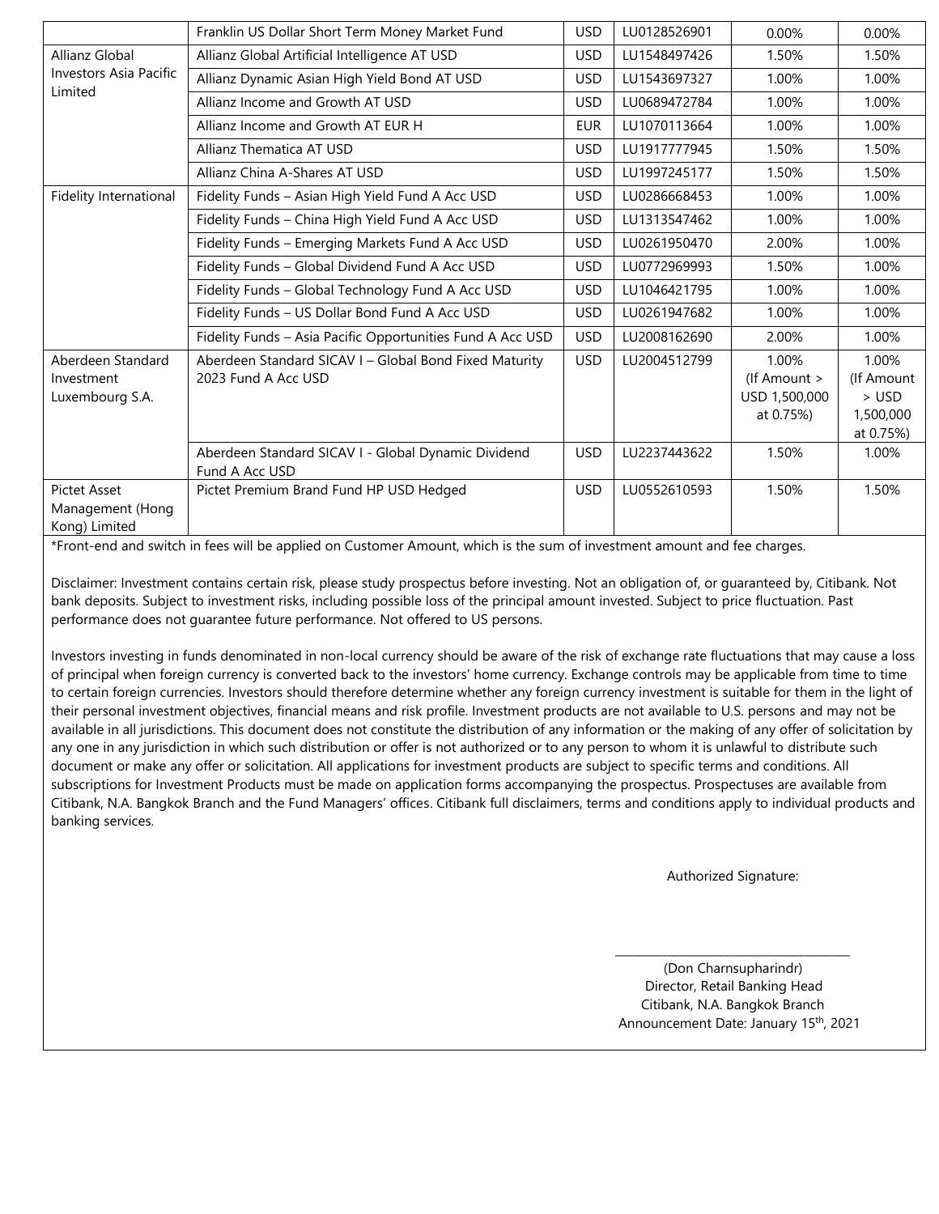| | | | | | |
|---|---|---|---|---|---|
| | Franklin US Dollar Short Term Money Market Fund | USD | LU0128526901 | 0.00% | 0.00% |
| Allianz Global Investors Asia Pacific Limited | Allianz Global Artificial Intelligence AT USD | USD | LU1548497426 | 1.50% | 1.50% |
| | Allianz Dynamic Asian High Yield Bond AT USD | USD | LU1543697327 | 1.00% | 1.00% |
| | Allianz Income and Growth AT USD | USD | LU0689472784 | 1.00% | 1.00% |
| | Allianz Income and Growth AT EUR H | EUR | LU1070113664 | 1.00% | 1.00% |
| | Allianz Thematica AT USD | USD | LU1917777945 | 1.50% | 1.50% |
| | Allianz China A-Shares AT USD | USD | LU1997245177 | 1.50% | 1.50% |
| Fidelity International | Fidelity Funds – Asian High Yield Fund A Acc USD | USD | LU0286668453 | 1.00% | 1.00% |
| | Fidelity Funds – China High Yield Fund A Acc USD | USD | LU1313547462 | 1.00% | 1.00% |
| | Fidelity Funds – Emerging Markets Fund A Acc USD | USD | LU0261950470 | 2.00% | 1.00% |
| | Fidelity Funds – Global Dividend Fund A Acc USD | USD | LU0772969993 | 1.50% | 1.00% |
| | Fidelity Funds – Global Technology Fund A Acc USD | USD | LU1046421795 | 1.00% | 1.00% |
| | Fidelity Funds – US Dollar Bond Fund A Acc USD | USD | LU0261947682 | 1.00% | 1.00% |
| | Fidelity Funds – Asia Pacific Opportunities Fund A Acc USD | USD | LU2008162690 | 2.00% | 1.00% |
| Aberdeen Standard Investment Luxembourg S.A. | Aberdeen Standard SICAV I – Global Bond Fixed Maturity 2023 Fund A Acc USD | USD | LU2004512799 | 1.00% (If Amount > USD 1,500,000 at 0.75%) | 1.00% (If Amount > USD 1,500,000 at 0.75%) |
| | Aberdeen Standard SICAV I - Global Dynamic Dividend Fund A Acc USD | USD | LU2237443622 | 1.50% | 1.00% |
| Pictet Asset Management (Hong Kong) Limited | Pictet Premium Brand Fund HP USD Hedged | USD | LU0552610593 | 1.50% | 1.50% |

*Front-end and switch in fees will be applied on Customer Amount, which is the sum of investment amount and fee charges.

Disclaimer: Investment contains certain risk, please study prospectus before investing. Not an obligation of, or guaranteed by, Citibank. Not bank deposits. Subject to investment risks, including possible loss of the principal amount invested. Subject to price fluctuation. Past performance does not guarantee future performance. Not offered to US persons.

Investors investing in funds denominated in non-local currency should be aware of the risk of exchange rate fluctuations that may cause a loss of principal when foreign currency is converted back to the investors' home currency. Exchange controls may be applicable from time to time to certain foreign currencies. Investors should therefore determine whether any foreign currency investment is suitable for them in the light of their personal investment objectives, financial means and risk profile. Investment products are not available to U.S. persons and may not be available in all jurisdictions. This document does not constitute the distribution of any information or the making of any offer of solicitation by any one in any jurisdiction in which such distribution or offer is not authorized or to any person to whom it is unlawful to distribute such document or make any offer or solicitation. All applications for investment products are subject to specific terms and conditions. All subscriptions for Investment Products must be made on application forms accompanying the prospectus. Prospectuses are available from Citibank, N.A. Bangkok Branch and the Fund Managers' offices. Citibank full disclaimers, terms and conditions apply to individual products and banking services.

Authorized Signature:

\_\_\_\_\_\_\_\_\_\_\_\_\_\_\_\_\_\_\_\_\_\_\_\_\_\_\_\_\_\_\_\_\_\_\_\_

(Don Charnsupharindr)
Director, Retail Banking Head
Citibank, N.A. Bangkok Branch
Announcement Date: January 15th, 2021